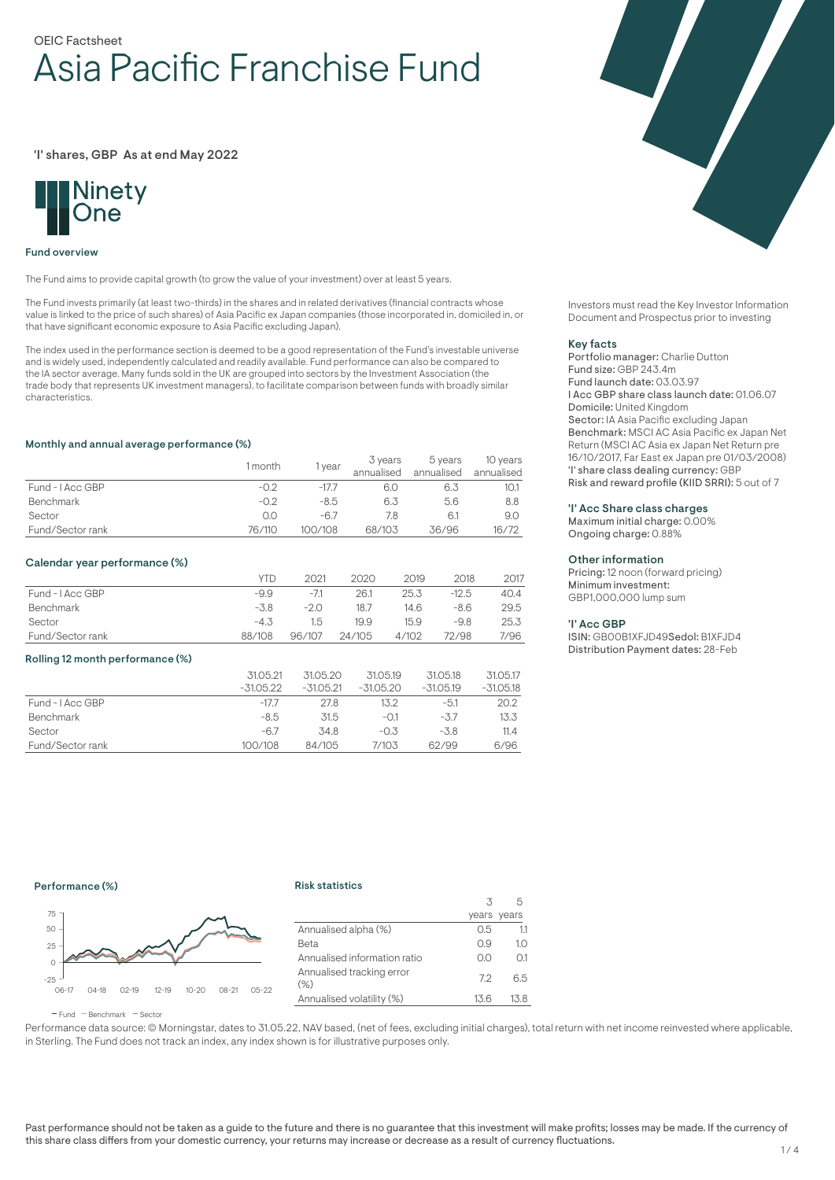OEIC Factsheet

# Asia Pacific Franchise Fund

'I' shares, GBP As at end May 2022

Ninety One

## Fund overview

The Fund aims to provide capital growth (to grow the value of your investment) over at least 5 years.

The Fund invests primarily (at least two-thirds) in the shares and in related derivatives (financial contracts whose value is linked to the price of such shares) of Asia Pacific ex Japan companies (those incorporated in, domiciled in, or that have significant economic exposure to Asia Pacific excluding Japan).

The index used in the performance section is deemed to be a good representation of the Fund's investable universe and is widely used, independently calculated and readily available. Fund performance can also be compared to the IA sector average. Many funds sold in the UK are grouped into sectors by the Investment Association (the trade body that represents UK investment managers), to facilitate comparison between funds with broadly similar characteristics.

### Monthly and annual average performance (%)

| | 1 month | 1 year | 3 years annualised | 5 years annualised | 10 years annualised |
|---|---|---|---|---|---|
| Fund - I Acc GBP | -0.2 | -17.7 | 6.0 | 6.3 | 10.1 |
| Benchmark | -0.2 | -8.5 | 6.3 | 5.6 | 8.8 |
| Sector | 0.0 | -6.7 | 7.8 | 6.1 | 9.0 |
| Fund/Sector rank | 76/110 | 100/108 | 68/103 | 36/96 | 16/72 |

### Calendar year performance (%)

| | YTD | 2021 | 2020 | 2019 | 2018 | 2017 |
|---|---|---|---|---|---|---|
| Fund - I Acc GBP | -9.9 | -7.1 | 26.1 | 25.3 | -12.5 | 40.4 |
| Benchmark | -3.8 | -2.0 | 18.7 | 14.6 | -8.6 | 29.5 |
| Sector | -4.3 | 1.5 | 19.9 | 15.9 | -9.8 | 25.3 |
| Fund/Sector rank | 88/108 | 96/107 | 24/105 | 4/102 | 72/98 | 7/96 |

### Rolling 12 month performance (%)

| | 31.05.21 -31.05.22 | 31.05.20 -31.05.21 | 31.05.19 -31.05.20 | 31.05.18 -31.05.19 | 31.05.17 -31.05.18 |
|---|---|---|---|---|---|
| Fund - I Acc GBP | -17.7 | 27.8 | 13.2 | -5.1 | 20.2 |
| Benchmark | -8.5 | 31.5 | -0.1 | -3.7 | 13.3 |
| Sector | -6.7 | 34.8 | -0.3 | -3.8 | 11.4 |
| Fund/Sector rank | 100/108 | 84/105 | 7/103 | 62/99 | 6/96 |

### Performance (%)

— Fund — Benchmark — Sector

### Risk statistics

| | 3 years | 5 years |
|---|---|---|
| Annualised alpha (%) | 0.5 | 1.1 |
| Beta | 0.9 | 1.0 |
| Annualised information ratio | 0.0 | 0.1 |
| Annualised tracking error (%) | 7.2 | 6.5 |
| Annualised volatility (%) | 13.6 | 13.8 |

Performance data source: © Morningstar, dates to 31.05.22, NAV based, (net of fees, excluding initial charges), total return with net income reinvested where applicable, in Sterling. The Fund does not track an index, any index shown is for illustrative purposes only.

Investors must read the Key Investor Information Document and Prospectus prior to investing

### Key facts

**Portfolio manager:** Charlie Dutton
**Fund size:** GBP 243.4m
**Fund launch date:** 03.03.97
**I Acc GBP share class launch date:** 01.06.07
**Domicile:** United Kingdom
**Sector:** IA Asia Pacific excluding Japan
**Benchmark:** MSCI AC Asia Pacific ex Japan Net Return (MSCI AC Asia ex Japan Net Return pre 16/10/2017, Far East ex Japan pre 01/03/2008)
**'I' share class dealing currency:** GBP
**Risk and reward profile (KIID SRRI):** 5 out of 7

### 'I' Acc Share class charges

**Maximum initial charge:** 0.00%
**Ongoing charge:** 0.88%

### Other information

**Pricing:** 12 noon (forward pricing)
**Minimum investment:** GBP1,000,000 lump sum

### 'I' Acc GBP

**ISIN:** GB00B1XFJD49 **Sedol:** B1XFJD4
**Distribution Payment dates:** 28-Feb

Past performance should not be taken as a guide to the future and there is no guarantee that this investment will make profits; losses may be made. If the currency of this share class differs from your domestic currency, your returns may increase or decrease as a result of currency fluctuations.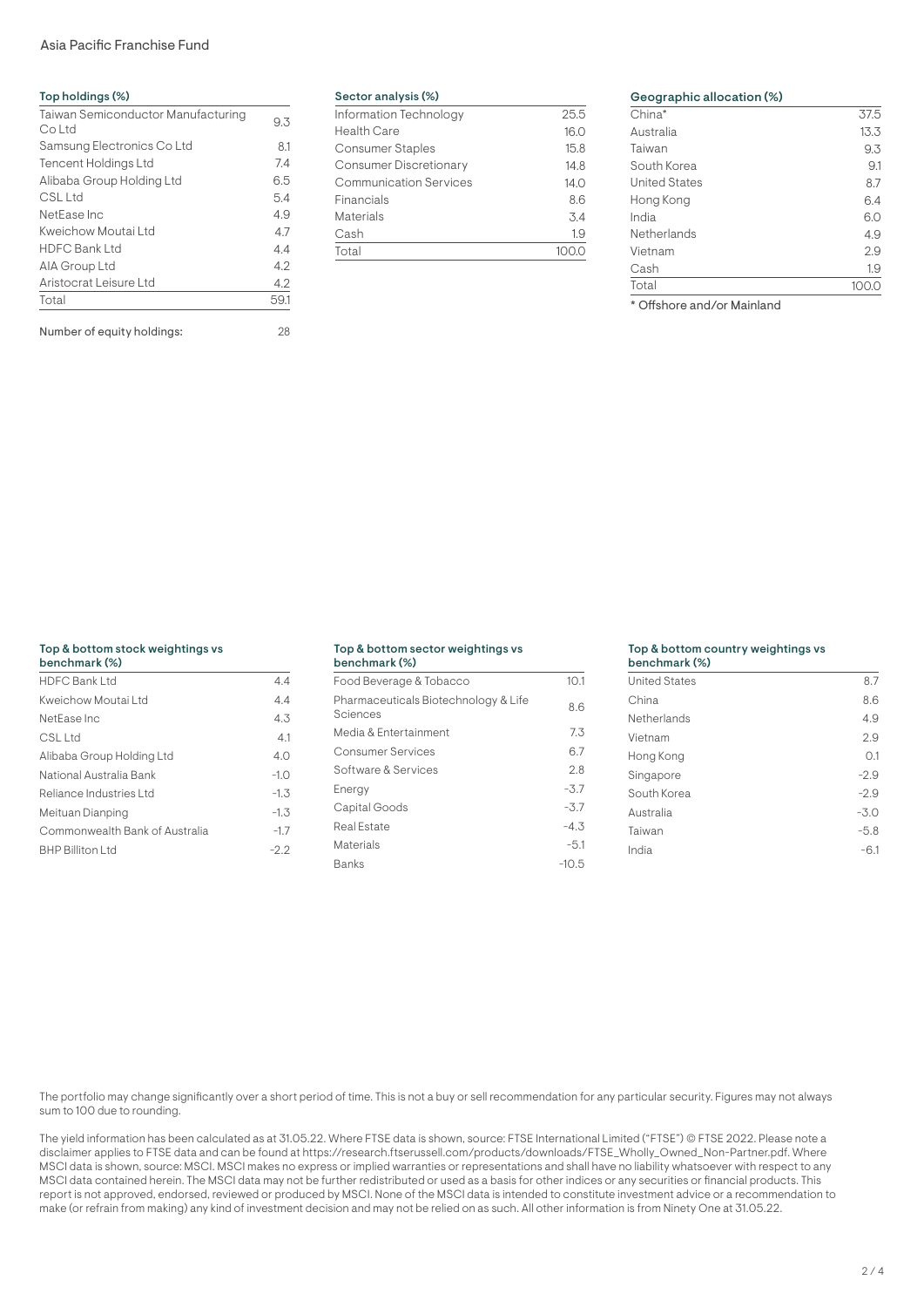## Top holdings (%)

| Top holdings (%) | |
|---|---|
| Taiwan Semiconductor Manufacturing Co Ltd | 9.3 |
| Samsung Electronics Co Ltd | 8.1 |
| Tencent Holdings Ltd | 7.4 |
| Alibaba Group Holding Ltd | 6.5 |
| CSL Ltd | 5.4 |
| NetEase Inc | 4.9 |
| Kweichow Moutai Ltd | 4.7 |
| HDFC Bank Ltd | 4.4 |
| AIA Group Ltd | 4.2 |
| Aristocrat Leisure Ltd | 4.2 |
| Total | 59.1 |

Number of equity holdings: 28

## Sector analysis (%)

| Sector analysis (%) | |
|---|---|
| Information Technology | 25.5 |
| Health Care | 16.0 |
| Consumer Staples | 15.8 |
| Consumer Discretionary | 14.8 |
| Communication Services | 14.0 |
| Financials | 8.6 |
| Materials | 3.4 |
| Cash | 1.9 |
| Total | 100.0 |

## Geographic allocation (%)

| Geographic allocation (%) | |
|---|---|
| China* | 37.5 |
| Australia | 13.3 |
| Taiwan | 9.3 |
| South Korea | 9.1 |
| United States | 8.7 |
| Hong Kong | 6.4 |
| India | 6.0 |
| Netherlands | 4.9 |
| Vietnam | 2.9 |
| Cash | 1.9 |
| Total | 100.0 |

* Offshore and/or Mainland

## Top & bottom stock weightings vs benchmark (%)

| Top & bottom stock weightings vs benchmark (%) | |
|---|---|
| HDFC Bank Ltd | 4.4 |
| Kweichow Moutai Ltd | 4.4 |
| NetEase Inc | 4.3 |
| CSL Ltd | 4.1 |
| Alibaba Group Holding Ltd | 4.0 |
| National Australia Bank | -1.0 |
| Reliance Industries Ltd | -1.3 |
| Meituan Dianping | -1.3 |
| Commonwealth Bank of Australia | -1.7 |
| BHP Billiton Ltd | -2.2 |

## Top & bottom sector weightings vs benchmark (%)

| Top & bottom sector weightings vs benchmark (%) | |
|---|---|
| Food Beverage & Tobacco | 10.1 |
| Pharmaceuticals Biotechnology & Life Sciences | 8.6 |
| Media & Entertainment | 7.3 |
| Consumer Services | 6.7 |
| Software & Services | 2.8 |
| Energy | -3.7 |
| Capital Goods | -3.7 |
| Real Estate | -4.3 |
| Materials | -5.1 |
| Banks | -10.5 |

## Top & bottom country weightings vs benchmark (%)

| Top & bottom country weightings vs benchmark (%) | |
|---|---|
| United States | 8.7 |
| China | 8.6 |
| Netherlands | 4.9 |
| Vietnam | 2.9 |
| Hong Kong | 0.1 |
| Singapore | -2.9 |
| South Korea | -2.9 |
| Australia | -3.0 |
| Taiwan | -5.8 |
| India | -6.1 |

The portfolio may change significantly over a short period of time. This is not a buy or sell recommendation for any particular security. Figures may not always sum to 100 due to rounding.

The yield information has been calculated as at 31.05.22. Where FTSE data is shown, source: FTSE International Limited ("FTSE") © FTSE 2022. Please note a disclaimer applies to FTSE data and can be found at https://research.ftserussell.com/products/downloads/FTSE_Wholly_Owned_Non-Partner.pdf. Where MSCI data is shown, source: MSCI. MSCI makes no express or implied warranties or representations and shall have no liability whatsoever with respect to any MSCI data contained herein. The MSCI data may not be further redistributed or used as a basis for other indices or any securities or financial products. This report is not approved, endorsed, reviewed or produced by MSCI. None of the MSCI data is intended to constitute investment advice or a recommendation to make (or refrain from making) any kind of investment decision and may not be relied on as such. All other information is from Ninety One at 31.05.22.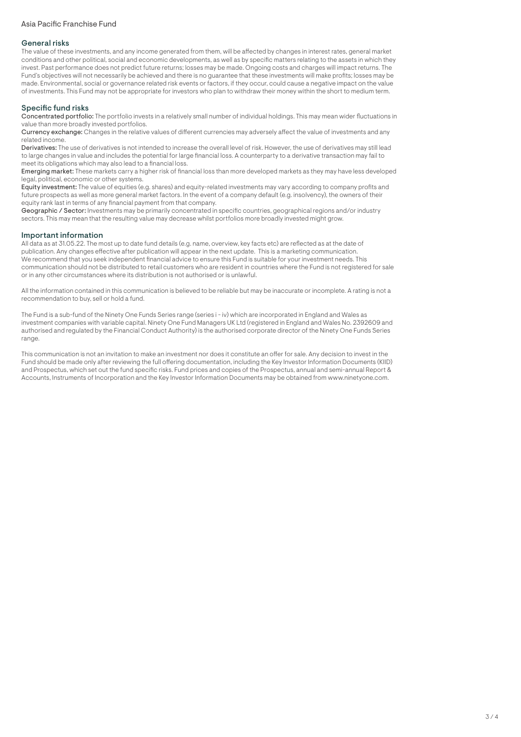## General risks

The value of these investments, and any income generated from them, will be affected by changes in interest rates, general market conditions and other political, social and economic developments, as well as by specific matters relating to the assets in which they invest. Past performance does not predict future returns; losses may be made. Ongoing costs and charges will impact returns. The Fund's objectives will not necessarily be achieved and there is no guarantee that these investments will make profits; losses may be made. Environmental, social or governance related risk events or factors, if they occur, could cause a negative impact on the value of investments. This Fund may not be appropriate for investors who plan to withdraw their money within the short to medium term.

## Specific fund risks

**Concentrated portfolio:** The portfolio invests in a relatively small number of individual holdings. This may mean wider fluctuations in value than more broadly invested portfolios.

**Currency exchange:** Changes in the relative values of different currencies may adversely affect the value of investments and any related income.

**Derivatives:** The use of derivatives is not intended to increase the overall level of risk. However, the use of derivatives may still lead to large changes in value and includes the potential for large financial loss. A counterparty to a derivative transaction may fail to meet its obligations which may also lead to a financial loss.

**Emerging market:** These markets carry a higher risk of financial loss than more developed markets as they may have less developed legal, political, economic or other systems.

**Equity investment:** The value of equities (e.g. shares) and equity-related investments may vary according to company profits and future prospects as well as more general market factors. In the event of a company default (e.g. insolvency), the owners of their equity rank last in terms of any financial payment from that company.

**Geographic / Sector:** Investments may be primarily concentrated in specific countries, geographical regions and/or industry sectors. This may mean that the resulting value may decrease whilst portfolios more broadly invested might grow.

## Important information

All data as at 31.05.22. The most up to date fund details (e.g. name, overview, key facts etc) are reflected as at the date of publication. Any changes effective after publication will appear in the next update. This is a marketing communication. We recommend that you seek independent financial advice to ensure this Fund is suitable for your investment needs. This communication should not be distributed to retail customers who are resident in countries where the Fund is not registered for sale or in any other circumstances where its distribution is not authorised or is unlawful.

All the information contained in this communication is believed to be reliable but may be inaccurate or incomplete. A rating is not a recommendation to buy, sell or hold a fund.

The Fund is a sub-fund of the Ninety One Funds Series range (series i - iv) which are incorporated in England and Wales as investment companies with variable capital. Ninety One Fund Managers UK Ltd (registered in England and Wales No. 2392609 and authorised and regulated by the Financial Conduct Authority) is the authorised corporate director of the Ninety One Funds Series range.

This communication is not an invitation to make an investment nor does it constitute an offer for sale. Any decision to invest in the Fund should be made only after reviewing the full offering documentation, including the Key Investor Information Documents (KIID) and Prospectus, which set out the fund specific risks. Fund prices and copies of the Prospectus, annual and semi-annual Report & Accounts, Instruments of Incorporation and the Key Investor Information Documents may be obtained from www.ninetyone.com.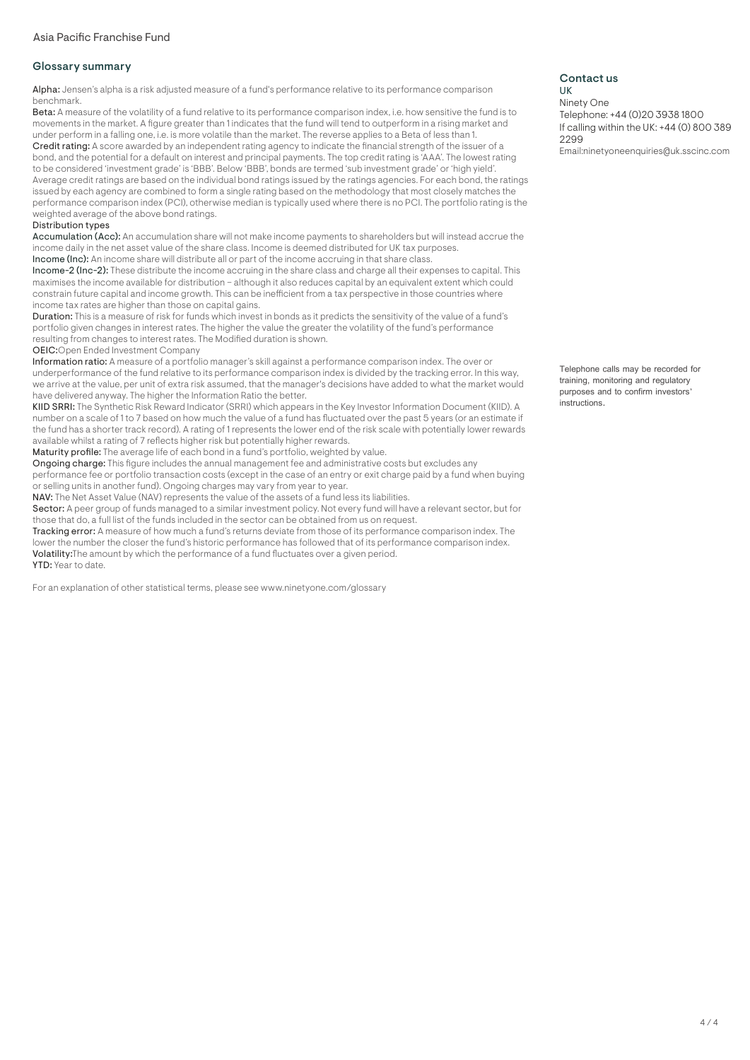## Glossary summary

**Alpha:** Jensen's alpha is a risk adjusted measure of a fund's performance relative to its performance comparison benchmark.

**Beta:** A measure of the volatility of a fund relative to its performance comparison index, i.e. how sensitive the fund is to movements in the market. A figure greater than 1 indicates that the fund will tend to outperform in a rising market and under perform in a falling one, i.e. is more volatile than the market. The reverse applies to a Beta of less than 1.

**Credit rating:** A score awarded by an independent rating agency to indicate the financial strength of the issuer of a bond, and the potential for a default on interest and principal payments. The top credit rating is 'AAA'. The lowest rating to be considered 'investment grade' is 'BBB'. Below 'BBB', bonds are termed 'sub investment grade' or 'high yield'. Average credit ratings are based on the individual bond ratings issued by the ratings agencies. For each bond, the ratings issued by each agency are combined to form a single rating based on the methodology that most closely matches the performance comparison index (PCI), otherwise median is typically used where there is no PCI. The portfolio rating is the weighted average of the above bond ratings.

**Distribution types**

**Accumulation (Acc):** An accumulation share will not make income payments to shareholders but will instead accrue the income daily in the net asset value of the share class. Income is deemed distributed for UK tax purposes.

**Income (Inc):** An income share will distribute all or part of the income accruing in that share class.

**Income-2 (Inc-2):** These distribute the income accruing in the share class and charge all their expenses to capital. This maximises the income available for distribution – although it also reduces capital by an equivalent extent which could constrain future capital and income growth. This can be inefficient from a tax perspective in those countries where income tax rates are higher than those on capital gains.

**Duration:** This is a measure of risk for funds which invest in bonds as it predicts the sensitivity of the value of a fund's portfolio given changes in interest rates. The higher the value the greater the volatility of the fund's performance resulting from changes to interest rates. The Modified duration is shown.

**OEIC:** Open Ended Investment Company

**Information ratio:** A measure of a portfolio manager's skill against a performance comparison index. The over or underperformance of the fund relative to its performance comparison index is divided by the tracking error. In this way, we arrive at the value, per unit of extra risk assumed, that the manager's decisions have added to what the market would have delivered anyway. The higher the Information Ratio the better.

**KIID SRRI:** The Synthetic Risk Reward Indicator (SRRI) which appears in the Key Investor Information Document (KIID). A number on a scale of 1 to 7 based on how much the value of a fund has fluctuated over the past 5 years (or an estimate if the fund has a shorter track record). A rating of 1 represents the lower end of the risk scale with potentially lower rewards available whilst a rating of 7 reflects higher risk but potentially higher rewards.

**Maturity profile:** The average life of each bond in a fund's portfolio, weighted by value.

**Ongoing charge:** This figure includes the annual management fee and administrative costs but excludes any performance fee or portfolio transaction costs (except in the case of an entry or exit charge paid by a fund when buying or selling units in another fund). Ongoing charges may vary from year to year.

**NAV:** The Net Asset Value (NAV) represents the value of the assets of a fund less its liabilities.

**Sector:** A peer group of funds managed to a similar investment policy. Not every fund will have a relevant sector, but for those that do, a full list of the funds included in the sector can be obtained from us on request.

**Tracking error:** A measure of how much a fund's returns deviate from those of its performance comparison index. The lower the number the closer the fund's historic performance has followed that of its performance comparison index.

**Volatility:** The amount by which the performance of a fund fluctuates over a given period.

**YTD:** Year to date.

For an explanation of other statistical terms, please see www.ninetyone.com/glossary

## Contact us

**UK**

Ninety One
Telephone: +44 (0)20 3938 1800
If calling within the UK: +44 (0) 800 389 2299
Email:ninetyoneenquiries@uk.sscinc.com

Telephone calls may be recorded for training, monitoring and regulatory purposes and to confirm investors' instructions.